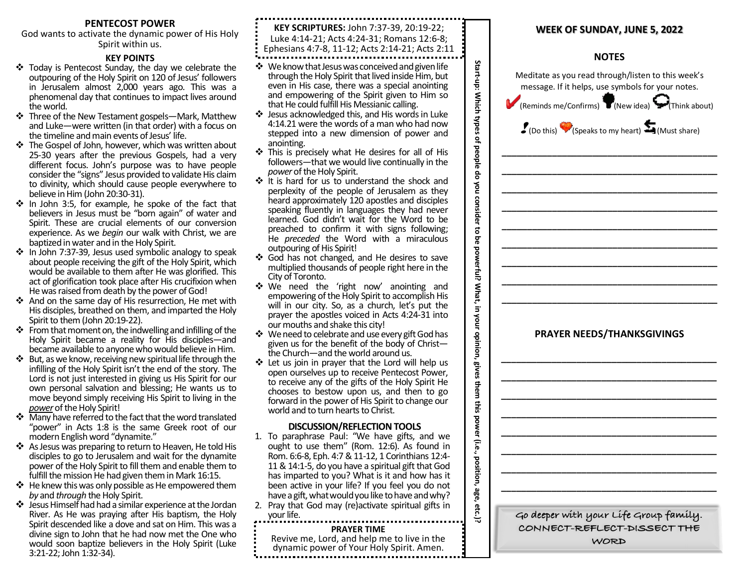## PENTECOST POWER

God wants to activate the dynamic power of His Holy Spirit within us.

### KEY POINTS

- Today is Pentecost Sunday, the day we celebrate the outpouring of the Holy Spirit on 120 of Jesus' followers in Jerusalem almost 2,000 years ago. This was a phenomenal day that continues to impact lives around the world.
- Three of the New Testament gospels—Mark, Matthew and Luke—were written (in that order) with a focus on the timeline and main events of Jesus' life.
- The Gospel of John, however, which was written about 25-30 years after the previous Gospels, had a very different focus. John's purpose was to have people consider the "signs" Jesus provided to validate His claim to divinity, which should cause people everywhere to believe in Him (John 20:30-31).
- In John 3:5, for example, he spoke of the fact that believers in Jesus must be "born again" of water and Spirit. These are crucial elements of our conversion experience. As we *begin* our walk with Christ, we are baptized in water and in the Holy Spirit.
- In John 7:37-39, Jesus used symbolic analogy to speak about people receiving the gift of the Holy Spirit, which would be available to them after He was glorified. This act of glorification took place after His crucifixion when He was raised from death by the power of God!
- And on the same day of His resurrection, He met with His disciples, breathed on them, and imparted the Holy Spirit to them (John 20:19-22).
- From that moment on, the indwelling and infilling of the Holy Spirit became a reality for His disciples—and became available to anyone who would believe in Him.
- But, as we know, receiving new spiritual life through the infilling of the Holy Spirit isn't the end of the story. The Lord is not just interested in giving us His Spirit for our own personal salvation and blessing; He wants us to move beyond simply receiving His Spirit to living in the ***power*** of the Holy Spirit!
- Many have referred to the fact that the word translated "power" in Acts 1:8 is the same Greek root of our modern English word "dynamite."
- As Jesus was preparing to return to Heaven, He told His disciples to go to Jerusalem and wait for the dynamite power of the Holy Spirit to fill them and enable them to fulfill the mission He had given them in Mark 16:15.
- He knew this was only possible as He empowered them *by* and *through* the Holy Spirit.
- Jesus Himself had had a similar experience at the Jordan River. As He was praying after His baptism, the Holy Spirit descended like a dove and sat on Him. This was a divine sign to John that he had now met the One who would soon baptize believers in the Holy Spirit (Luke 3:21-22; John 1:32-34).

**KEY SCRIPTURES:** John 7:37-39, 20:19-22; Luke 4:14-21; Acts 4:24-31; Romans 12:6-8; Ephesians 4:7-8, 11-12; Acts 2:14-21; Acts 2:11

- We know that Jesus was conceived and given life through the Holy Spirit that lived inside Him, but even in His case, there was a special anointing and empowering of the Spirit given to Him so that He could fulfill His Messianic calling.
- Jesus acknowledged this, and His words in Luke 4:14.21 were the words of a man who had now stepped into a new dimension of power and anointing.
- This is precisely what He desires for all of His followers—that we would live continually in the *power* of the Holy Spirit.
- It is hard for us to understand the shock and perplexity of the people of Jerusalem as they heard approximately 120 apostles and disciples speaking fluently in languages they had never learned. God didn't wait for the Word to be preached to confirm it with signs following; He *preceded* the Word with a miraculous outpouring of His Spirit!
- God has not changed, and He desires to save multiplied thousands of people right here in the City of Toronto.
- We need the 'right now' anointing and empowering of the Holy Spirit to accomplish His will in our city. So, as a church, let's put the prayer the apostles voiced in Acts 4:24-31 into our mouths and shake this city!
- We need to celebrate and use every gift God has given us for the benefit of the body of Christ—the Church—and the world around us.
- Let us join in prayer that the Lord will help us open ourselves up to receive Pentecost Power, to receive any of the gifts of the Holy Spirit He chooses to bestow upon us, and then to go forward in the power of His Spirit to change our world and to turn hearts to Christ.

### DISCUSSION/REFLECTION TOOLS

1. To paraphrase Paul: "We have gifts, and we ought to use them" (Rom. 12:6). As found in Rom. 6:6-8, Eph. 4:7 & 11-12, 1 Corinthians 12:4-11 & 14:1-5, do you have a spiritual gift that God has imparted to you? What is it and how has it been active in your life? If you feel you do not have a gift, what would you like to have and why?
2. Pray that God may (re)activate spiritual gifts in your life.

**PRAYER TIME**

Revive me, Lord, and help me to live in the dynamic power of Your Holy Spirit. Amen.

**Start-up: Which types of people do you consider to be powerful? What, in your opinion, gives them this power (i.e., position, age, etc.)?**

## WEEK OF SUNDAY, JUNE 5, 2022

### NOTES

Meditate as you read through/listen to this week's message. If it helps, use symbols for your notes.

(Reminds me/Confirms) (New idea) (Think about)

(Do this) (Speaks to my heart) (Must share)

\_\_\_\_\_\_\_\_\_\_\_\_\_\_\_\_\_\_\_\_\_\_\_\_\_\_\_\_\_\_\_\_\_\_\_\_\_\_\_\_

\_\_\_\_\_\_\_\_\_\_\_\_\_\_\_\_\_\_\_\_\_\_\_\_\_\_\_\_\_\_\_\_\_\_\_\_\_\_\_\_

\_\_\_\_\_\_\_\_\_\_\_\_\_\_\_\_\_\_\_\_\_\_\_\_\_\_\_\_\_\_\_\_\_\_\_\_\_\_\_\_

\_\_\_\_\_\_\_\_\_\_\_\_\_\_\_\_\_\_\_\_\_\_\_\_\_\_\_\_\_\_\_\_\_\_\_\_\_\_\_\_

\_\_\_\_\_\_\_\_\_\_\_\_\_\_\_\_\_\_\_\_\_\_\_\_\_\_\_\_\_\_\_\_\_\_\_\_\_\_\_\_

\_\_\_\_\_\_\_\_\_\_\_\_\_\_\_\_\_\_\_\_\_\_\_\_\_\_\_\_\_\_\_\_\_\_\_\_\_\_\_\_

\_\_\_\_\_\_\_\_\_\_\_\_\_\_\_\_\_\_\_\_\_\_\_\_\_\_\_\_\_\_\_\_\_\_\_\_\_\_\_\_

\_\_\_\_\_\_\_\_\_\_\_\_\_\_\_\_\_\_\_\_\_\_\_\_\_\_\_\_\_\_\_\_\_\_\_\_\_\_\_\_

\_\_\_\_\_\_\_\_\_\_\_\_\_\_\_\_\_\_\_\_\_\_\_\_\_\_\_\_\_\_\_\_\_\_\_\_\_\_\_\_

### PRAYER NEEDS/THANKSGIVINGS

\_\_\_\_\_\_\_\_\_\_\_\_\_\_\_\_\_\_\_\_\_\_\_\_\_\_\_\_\_\_\_\_\_\_\_\_\_\_\_\_

\_\_\_\_\_\_\_\_\_\_\_\_\_\_\_\_\_\_\_\_\_\_\_\_\_\_\_\_\_\_\_\_\_\_\_\_\_\_\_\_

\_\_\_\_\_\_\_\_\_\_\_\_\_\_\_\_\_\_\_\_\_\_\_\_\_\_\_\_\_\_\_\_\_\_\_\_\_\_\_\_

\_\_\_\_\_\_\_\_\_\_\_\_\_\_\_\_\_\_\_\_\_\_\_\_\_\_\_\_\_\_\_\_\_\_\_\_\_\_\_\_

\_\_\_\_\_\_\_\_\_\_\_\_\_\_\_\_\_\_\_\_\_\_\_\_\_\_\_\_\_\_\_\_\_\_\_\_\_\_\_\_

\_\_\_\_\_\_\_\_\_\_\_\_\_\_\_\_\_\_\_\_\_\_\_\_\_\_\_\_\_\_\_\_\_\_\_\_\_\_\_\_

\_\_\_\_\_\_\_\_\_\_\_\_\_\_\_\_\_\_\_\_\_\_\_\_\_\_\_\_\_\_\_\_\_\_\_\_\_\_\_\_

\_\_\_\_\_\_\_\_\_\_\_\_\_\_\_\_\_\_\_\_\_\_\_\_\_\_\_\_\_\_\_\_\_\_\_\_\_\_\_\_

Go deeper with your Life Group family.
CONNECT-REFLECT-DISSECT THE WORD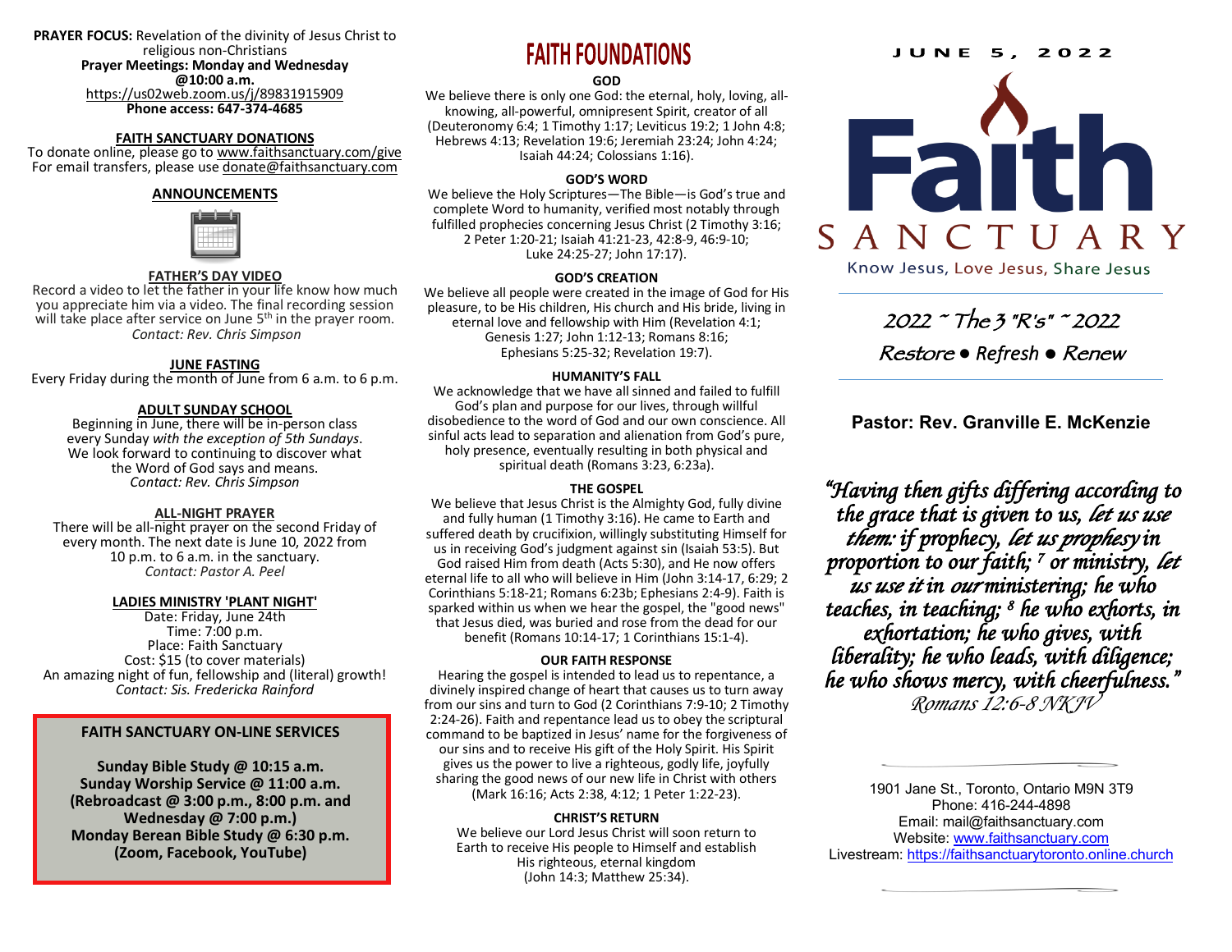**PRAYER FOCUS:** Revelation of the divinity of Jesus Christ to religious non-Christians
**Prayer Meetings: Monday and Wednesday @10:00 a.m.**
https://us02web.zoom.us/j/89831915909
**Phone access: 647-374-4685**

## FAITH SANCTUARY DONATIONS

To donate online, please go to www.faithsanctuary.com/give
For email transfers, please use donate@faithsanctuary.com

## ANNOUNCEMENTS

### FATHER'S DAY VIDEO

Record a video to let the father in your life know how much you appreciate him via a video. The final recording session will take place after service on June 5th in the prayer room.
*Contact: Rev. Chris Simpson*

### JUNE FASTING

Every Friday during the month of June from 6 a.m. to 6 p.m.

### ADULT SUNDAY SCHOOL

Beginning in June, there will be in-person class every Sunday *with the exception of 5th Sundays*. We look forward to continuing to discover what the Word of God says and means.
*Contact: Rev. Chris Simpson*

### ALL-NIGHT PRAYER

There will be all-night prayer on the second Friday of every month. The next date is June 10, 2022 from 10 p.m. to 6 a.m. in the sanctuary.
*Contact: Pastor A. Peel*

### LADIES MINISTRY 'PLANT NIGHT'

Date: Friday, June 24th
Time: 7:00 p.m.
Place: Faith Sanctuary
Cost: $15 (to cover materials)
An amazing night of fun, fellowship and (literal) growth!
*Contact: Sis. Fredericka Rainford*

### FAITH SANCTUARY ON-LINE SERVICES

**Sunday Bible Study @ 10:15 a.m.**
**Sunday Worship Service @ 11:00 a.m.**
**(Rebroadcast @ 3:00 p.m., 8:00 p.m. and Wednesday @ 7:00 p.m.)**
**Monday Berean Bible Study @ 6:30 p.m.**
**(Zoom, Facebook, YouTube)**

# FAITH FOUNDATIONS

### GOD

We believe there is only one God: the eternal, holy, loving, all-knowing, all-powerful, omnipresent Spirit, creator of all (Deuteronomy 6:4; 1 Timothy 1:17; Leviticus 19:2; 1 John 4:8; Hebrews 4:13; Revelation 19:6; Jeremiah 23:24; John 4:24; Isaiah 44:24; Colossians 1:16).

### GOD'S WORD

We believe the Holy Scriptures—The Bible—is God's true and complete Word to humanity, verified most notably through fulfilled prophecies concerning Jesus Christ (2 Timothy 3:16; 2 Peter 1:20-21; Isaiah 41:21-23, 42:8-9, 46:9-10; Luke 24:25-27; John 17:17).

### GOD'S CREATION

We believe all people were created in the image of God for His pleasure, to be His children, His church and His bride, living in eternal love and fellowship with Him (Revelation 4:1; Genesis 1:27; John 1:12-13; Romans 8:16; Ephesians 5:25-32; Revelation 19:7).

### HUMANITY'S FALL

We acknowledge that we have all sinned and failed to fulfill God's plan and purpose for our lives, through willful disobedience to the word of God and our own conscience. All sinful acts lead to separation and alienation from God's pure, holy presence, eventually resulting in both physical and spiritual death (Romans 3:23, 6:23a).

### THE GOSPEL

We believe that Jesus Christ is the Almighty God, fully divine and fully human (1 Timothy 3:16). He came to Earth and suffered death by crucifixion, willingly substituting Himself for us in receiving God's judgment against sin (Isaiah 53:5). But God raised Him from death (Acts 5:30), and He now offers eternal life to all who will believe in Him (John 3:14-17, 6:29; 2 Corinthians 5:18-21; Romans 6:23b; Ephesians 2:4-9). Faith is sparked within us when we hear the gospel, the "good news" that Jesus died, was buried and rose from the dead for our benefit (Romans 10:14-17; 1 Corinthians 15:1-4).

### OUR FAITH RESPONSE

Hearing the gospel is intended to lead us to repentance, a divinely inspired change of heart that causes us to turn away from our sins and turn to God (2 Corinthians 7:9-10; 2 Timothy 2:24-26). Faith and repentance lead us to obey the scriptural command to be baptized in Jesus' name for the forgiveness of our sins and to receive His gift of the Holy Spirit. His Spirit gives us the power to live a righteous, godly life, joyfully sharing the good news of our new life in Christ with others (Mark 16:16; Acts 2:38, 4:12; 1 Peter 1:22-23).

### CHRIST'S RETURN

We believe our Lord Jesus Christ will soon return to Earth to receive His people to Himself and establish His righteous, eternal kingdom (John 14:3; Matthew 25:34).

**JUNE 5, 2022**

# Faith SANCTUARY

Know Jesus, Love Jesus, Share Jesus

*2022 ~ The 3 "R's" ~ 2022*
*Restore ● Refresh ● Renew*

**Pastor: Rev. Granville E. McKenzie**

*"Having then gifts differing according to the grace that is given to us, let us use them: if prophecy, let us prophesy in proportion to our faith; 7 or ministry, let us use it in our ministering; he who teaches, in teaching; 8 he who exhorts, in exhortation; he who gives, with liberality; he who leads, with diligence; he who shows mercy, with cheerfulness."*
*Romans 12:6-8 NKJV*

1901 Jane St., Toronto, Ontario M9N 3T9
Phone: 416-244-4898
Email: mail@faithsanctuary.com
Website: www.faithsanctuary.com
Livestream: https://faithsanctuarytoronto.online.church